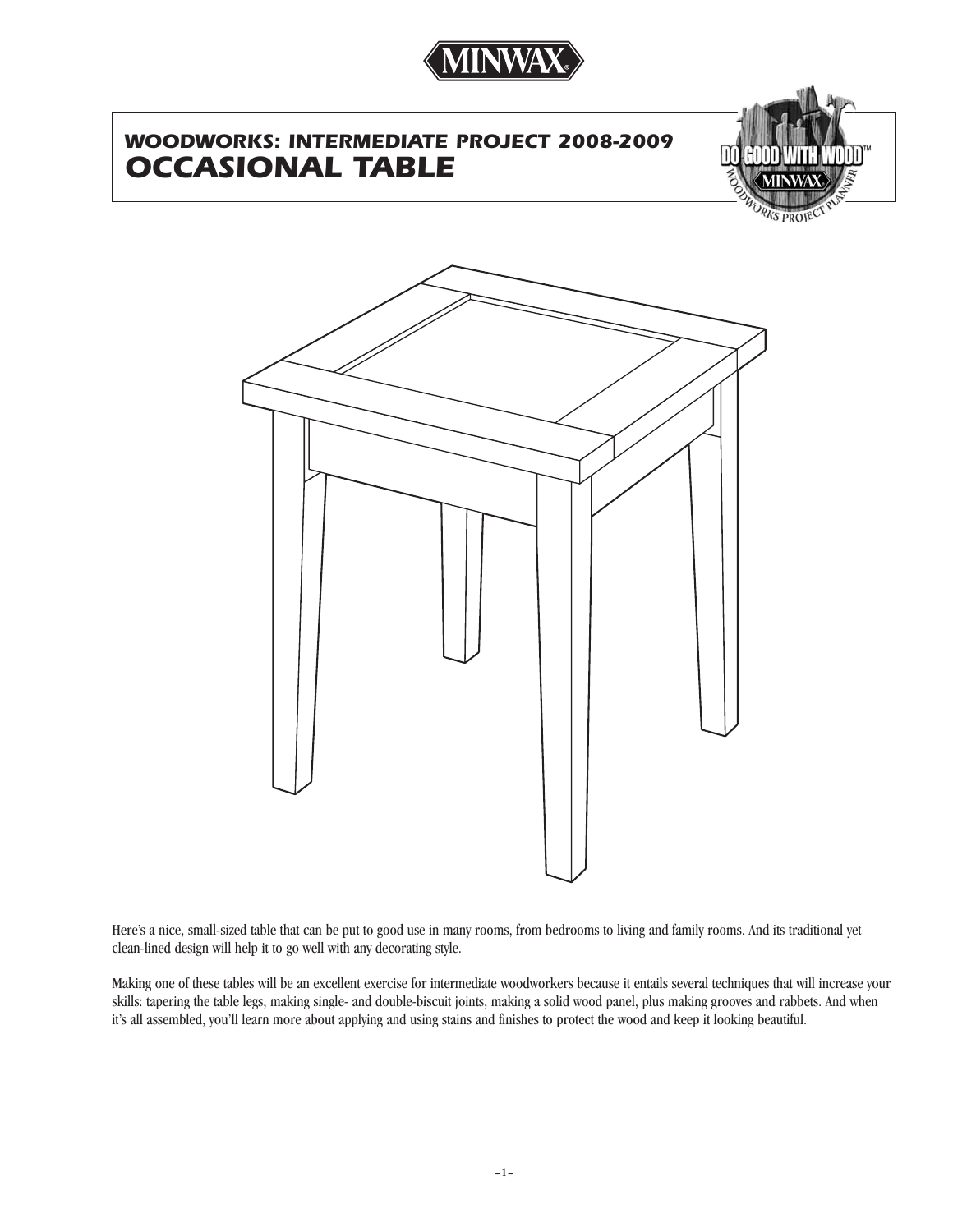# WOODWORKS: INTERMEDIATE PROJECT 2008-2009

# OCCASIONAL TABLE

Here's a nice, small-sized table that can be put to good use in many rooms, from bedrooms to living and family rooms. And its traditional yet clean-lined design will help it to go well with any decorating style.

Making one of these tables will be an excellent exercise for intermediate woodworkers because it entails several techniques that will increase your skills: tapering the table legs, making single- and double-biscuit joints, making a solid wood panel, plus making grooves and rabbets. And when it's all assembled, you'll learn more about applying and using stains and finishes to protect the wood and keep it looking beautiful.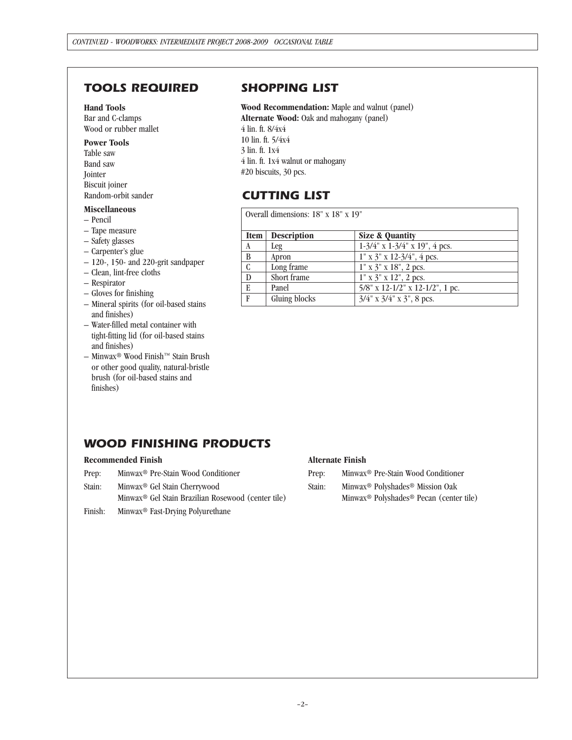## TOOLS REQUIRED

**Hand Tools**
Bar and C-clamps
Wood or rubber mallet

**Power Tools**
Table saw
Band saw
Jointer
Biscuit joiner
Random-orbit sander

**Miscellaneous**

- Pencil
- Tape measure
- Safety glasses
- Carpenter's glue
- 120-, 150- and 220-grit sandpaper
- Clean, lint-free cloths
- Respirator
- Gloves for finishing
- Mineral spirits (for oil-based stains and finishes)
- Water-filled metal container with tight-fitting lid (for oil-based stains and finishes)
- Minwax® Wood Finish™ Stain Brush or other good quality, natural-bristle brush (for oil-based stains and finishes)

## SHOPPING LIST

**Wood Recommendation:** Maple and walnut (panel)
**Alternate Wood:** Oak and mahogany (panel)
4 lin. ft. 8/4x4
10 lin. ft. 5/4x4
3 lin. ft. 1x4
4 lin. ft. 1x4 walnut or mahogany
#20 biscuits, 30 pcs.

## CUTTING LIST

Overall dimensions: 18" x 18" x 19"

| Item | Description | Size & Quantity |
|---|---|---|
| A | Leg | 1-3/4" x 1-3/4" x 19", 4 pcs. |
| B | Apron | 1" x 3" x 12-3/4", 4 pcs. |
| C | Long frame | 1" x 3" x 18", 2 pcs. |
| D | Short frame | 1" x 3" x 12", 2 pcs. |
| E | Panel | 5/8" x 12-1/2" x 12-1/2", 1 pc. |
| F | Gluing blocks | 3/4" x 3/4" x 3", 8 pcs. |

## WOOD FINISHING PRODUCTS

**Recommended Finish**

Prep: Minwax® Pre-Stain Wood Conditioner

Stain: Minwax® Gel Stain Cherrywood
Minwax® Gel Stain Brazilian Rosewood (center tile)

Finish: Minwax® Fast-Drying Polyurethane

**Alternate Finish**

Prep: Minwax® Pre-Stain Wood Conditioner

Stain: Minwax® Polyshades® Mission Oak
Minwax® Polyshades® Pecan (center tile)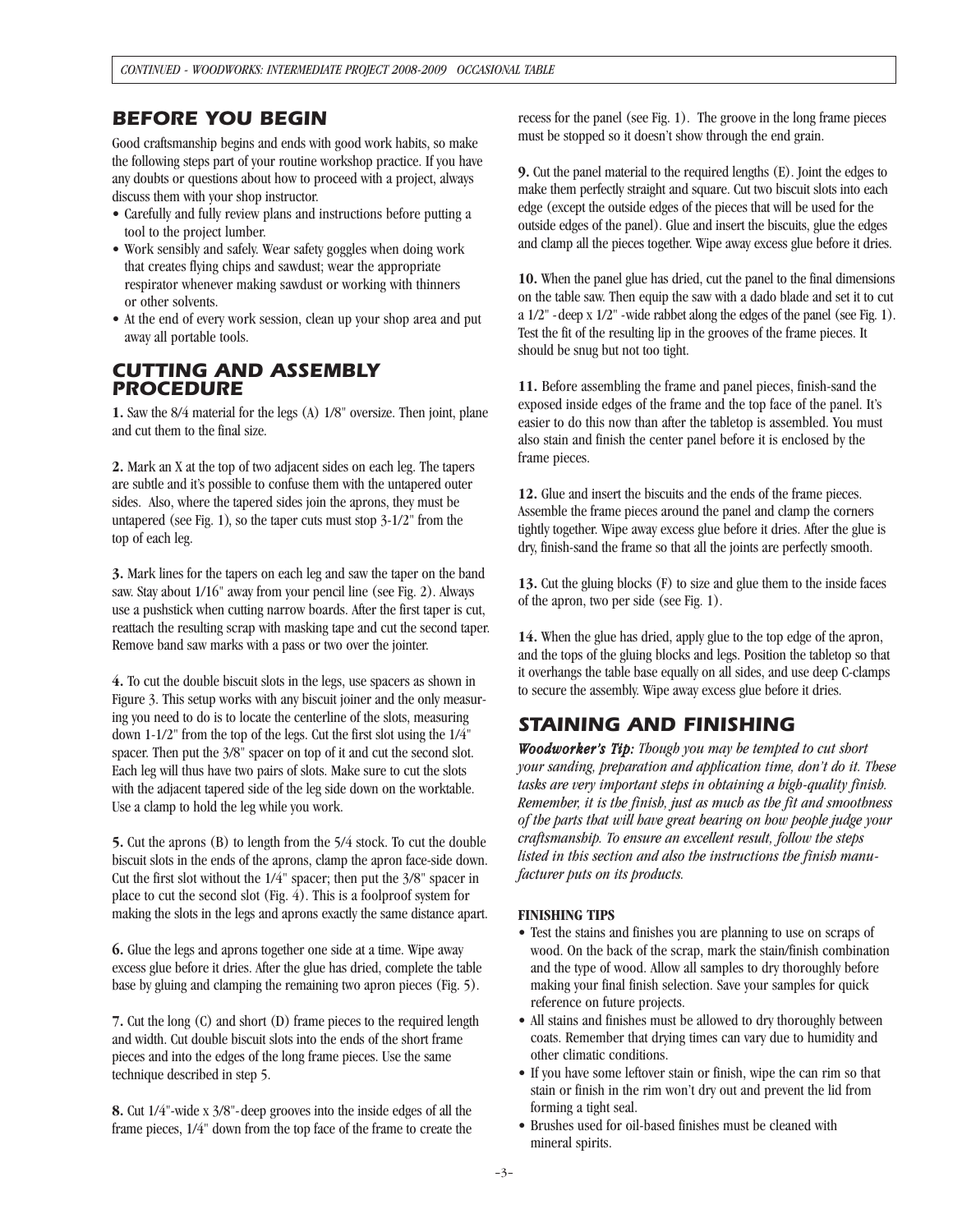## BEFORE YOU BEGIN

Good craftsmanship begins and ends with good work habits, so make the following steps part of your routine workshop practice. If you have any doubts or questions about how to proceed with a project, always discuss them with your shop instructor.

- Carefully and fully review plans and instructions before putting a tool to the project lumber.
- Work sensibly and safely. Wear safety goggles when doing work that creates flying chips and sawdust; wear the appropriate respirator whenever making sawdust or working with thinners or other solvents.
- At the end of every work session, clean up your shop area and put away all portable tools.

## CUTTING AND ASSEMBLY PROCEDURE

**1.** Saw the 8/4 material for the legs (A) 1/8" oversize. Then joint, plane and cut them to the final size.

**2.** Mark an X at the top of two adjacent sides on each leg. The tapers are subtle and it's possible to confuse them with the untapered outer sides. Also, where the tapered sides join the aprons, they must be untapered (see Fig. 1), so the taper cuts must stop 3-1/2" from the top of each leg.

**3.** Mark lines for the tapers on each leg and saw the taper on the band saw. Stay about 1/16" away from your pencil line (see Fig. 2). Always use a pushstick when cutting narrow boards. After the first taper is cut, reattach the resulting scrap with masking tape and cut the second taper. Remove band saw marks with a pass or two over the jointer.

**4.** To cut the double biscuit slots in the legs, use spacers as shown in Figure 3. This setup works with any biscuit joiner and the only measuring you need to do is to locate the centerline of the slots, measuring down 1-1/2" from the top of the legs. Cut the first slot using the 1/4" spacer. Then put the 3/8" spacer on top of it and cut the second slot. Each leg will thus have two pairs of slots. Make sure to cut the slots with the adjacent tapered side of the leg side down on the worktable. Use a clamp to hold the leg while you work.

**5.** Cut the aprons (B) to length from the 5/4 stock. To cut the double biscuit slots in the ends of the aprons, clamp the apron face-side down. Cut the first slot without the 1/4" spacer; then put the 3/8" spacer in place to cut the second slot (Fig. 4). This is a foolproof system for making the slots in the legs and aprons exactly the same distance apart.

**6.** Glue the legs and aprons together one side at a time. Wipe away excess glue before it dries. After the glue has dried, complete the table base by gluing and clamping the remaining two apron pieces (Fig. 5).

**7.** Cut the long (C) and short (D) frame pieces to the required length and width. Cut double biscuit slots into the ends of the short frame pieces and into the edges of the long frame pieces. Use the same technique described in step 5.

**8.** Cut 1/4"-wide x 3/8"-deep grooves into the inside edges of all the frame pieces, 1/4" down from the top face of the frame to create the recess for the panel (see Fig. 1). The groove in the long frame pieces must be stopped so it doesn't show through the end grain.

**9.** Cut the panel material to the required lengths (E). Joint the edges to make them perfectly straight and square. Cut two biscuit slots into each edge (except the outside edges of the pieces that will be used for the outside edges of the panel). Glue and insert the biscuits, glue the edges and clamp all the pieces together. Wipe away excess glue before it dries.

**10.** When the panel glue has dried, cut the panel to the final dimensions on the table saw. Then equip the saw with a dado blade and set it to cut a 1/2" -deep x 1/2" -wide rabbet along the edges of the panel (see Fig. 1). Test the fit of the resulting lip in the grooves of the frame pieces. It should be snug but not too tight.

**11.** Before assembling the frame and panel pieces, finish-sand the exposed inside edges of the frame and the top face of the panel. It's easier to do this now than after the tabletop is assembled. You must also stain and finish the center panel before it is enclosed by the frame pieces.

**12.** Glue and insert the biscuits and the ends of the frame pieces. Assemble the frame pieces around the panel and clamp the corners tightly together. Wipe away excess glue before it dries. After the glue is dry, finish-sand the frame so that all the joints are perfectly smooth.

**13.** Cut the gluing blocks (F) to size and glue them to the inside faces of the apron, two per side (see Fig. 1).

**14.** When the glue has dried, apply glue to the top edge of the apron, and the tops of the gluing blocks and legs. Position the tabletop so that it overhangs the table base equally on all sides, and use deep C-clamps to secure the assembly. Wipe away excess glue before it dries.

## STAINING AND FINISHING

***Woodworker's Tip:*** *Though you may be tempted to cut short your sanding, preparation and application time, don't do it. These tasks are very important steps in obtaining a high-quality finish. Remember, it is the finish, just as much as the fit and smoothness of the parts that will have great bearing on how people judge your craftsmanship. To ensure an excellent result, follow the steps listed in this section and also the instructions the finish manufacturer puts on its products.*

**FINISHING TIPS**

- Test the stains and finishes you are planning to use on scraps of wood. On the back of the scrap, mark the stain/finish combination and the type of wood. Allow all samples to dry thoroughly before making your final finish selection. Save your samples for quick reference on future projects.
- All stains and finishes must be allowed to dry thoroughly between coats. Remember that drying times can vary due to humidity and other climatic conditions.
- If you have some leftover stain or finish, wipe the can rim so that stain or finish in the rim won't dry out and prevent the lid from forming a tight seal.
- Brushes used for oil-based finishes must be cleaned with mineral spirits.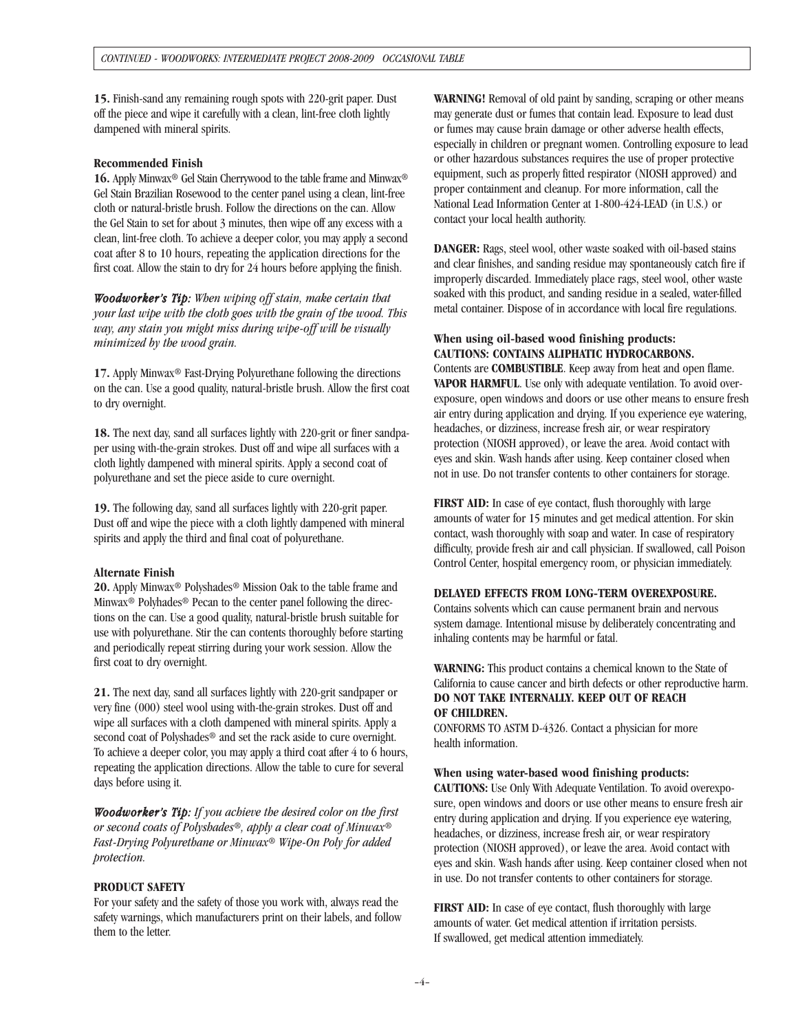**15.** Finish-sand any remaining rough spots with 220-grit paper. Dust off the piece and wipe it carefully with a clean, lint-free cloth lightly dampened with mineral spirits.

**Recommended Finish**

**16.** Apply Minwax® Gel Stain Cherrywood to the table frame and Minwax® Gel Stain Brazilian Rosewood to the center panel using a clean, lint-free cloth or natural-bristle brush. Follow the directions on the can. Allow the Gel Stain to set for about 3 minutes, then wipe off any excess with a clean, lint-free cloth. To achieve a deeper color, you may apply a second coat after 8 to 10 hours, repeating the application directions for the first coat. Allow the stain to dry for 24 hours before applying the finish.

***Woodworker's Tip:*** *When wiping off stain, make certain that your last wipe with the cloth goes with the grain of the wood. This way, any stain you might miss during wipe-off will be visually minimized by the wood grain.*

**17.** Apply Minwax® Fast-Drying Polyurethane following the directions on the can. Use a good quality, natural-bristle brush. Allow the first coat to dry overnight.

**18.** The next day, sand all surfaces lightly with 220-grit or finer sandpaper using with-the-grain strokes. Dust off and wipe all surfaces with a cloth lightly dampened with mineral spirits. Apply a second coat of polyurethane and set the piece aside to cure overnight.

**19.** The following day, sand all surfaces lightly with 220-grit paper. Dust off and wipe the piece with a cloth lightly dampened with mineral spirits and apply the third and final coat of polyurethane.

**Alternate Finish**

**20.** Apply Minwax® Polyshades® Mission Oak to the table frame and Minwax® Polyhades® Pecan to the center panel following the directions on the can. Use a good quality, natural-bristle brush suitable for use with polyurethane. Stir the can contents thoroughly before starting and periodically repeat stirring during your work session. Allow the first coat to dry overnight.

**21.** The next day, sand all surfaces lightly with 220-grit sandpaper or very fine (000) steel wool using with-the-grain strokes. Dust off and wipe all surfaces with a cloth dampened with mineral spirits. Apply a second coat of Polyshades® and set the rack aside to cure overnight. To achieve a deeper color, you may apply a third coat after 4 to 6 hours, repeating the application directions. Allow the table to cure for several days before using it.

***Woodworker's Tip:*** *If you achieve the desired color on the first or second coats of Polyshades®, apply a clear coat of Minwax® Fast-Drying Polyurethane or Minwax® Wipe-On Poly for added protection.*

**PRODUCT SAFETY**

For your safety and the safety of those you work with, always read the safety warnings, which manufacturers print on their labels, and follow them to the letter.

**WARNING!** Removal of old paint by sanding, scraping or other means may generate dust or fumes that contain lead. Exposure to lead dust or fumes may cause brain damage or other adverse health effects, especially in children or pregnant women. Controlling exposure to lead or other hazardous substances requires the use of proper protective equipment, such as properly fitted respirator (NIOSH approved) and proper containment and cleanup. For more information, call the National Lead Information Center at 1-800-424-LEAD (in U.S.) or contact your local health authority.

**DANGER:** Rags, steel wool, other waste soaked with oil-based stains and clear finishes, and sanding residue may spontaneously catch fire if improperly discarded. Immediately place rags, steel wool, other waste soaked with this product, and sanding residue in a sealed, water-filled metal container. Dispose of in accordance with local fire regulations.

**When using oil-based wood finishing products:**
**CAUTIONS: CONTAINS ALIPHATIC HYDROCARBONS.**
Contents are **COMBUSTIBLE**. Keep away from heat and open flame. **VAPOR HARMFUL**. Use only with adequate ventilation. To avoid overexposure, open windows and doors or use other means to ensure fresh air entry during application and drying. If you experience eye watering, headaches, or dizziness, increase fresh air, or wear respiratory protection (NIOSH approved), or leave the area. Avoid contact with eyes and skin. Wash hands after using. Keep container closed when not in use. Do not transfer contents to other containers for storage.

**FIRST AID:** In case of eye contact, flush thoroughly with large amounts of water for 15 minutes and get medical attention. For skin contact, wash thoroughly with soap and water. In case of respiratory difficulty, provide fresh air and call physician. If swallowed, call Poison Control Center, hospital emergency room, or physician immediately.

**DELAYED EFFECTS FROM LONG-TERM OVEREXPOSURE.**
Contains solvents which can cause permanent brain and nervous system damage. Intentional misuse by deliberately concentrating and inhaling contents may be harmful or fatal.

**WARNING:** This product contains a chemical known to the State of California to cause cancer and birth defects or other reproductive harm.
**DO NOT TAKE INTERNALLY. KEEP OUT OF REACH OF CHILDREN.**
CONFORMS TO ASTM D-4326. Contact a physician for more health information.

**When using water-based wood finishing products:**
**CAUTIONS:** Use Only With Adequate Ventilation. To avoid overexposure, open windows and doors or use other means to ensure fresh air entry during application and drying. If you experience eye watering, headaches, or dizziness, increase fresh air, or wear respiratory protection (NIOSH approved), or leave the area. Avoid contact with eyes and skin. Wash hands after using. Keep container closed when not in use. Do not transfer contents to other containers for storage.

**FIRST AID:** In case of eye contact, flush thoroughly with large amounts of water. Get medical attention if irritation persists. If swallowed, get medical attention immediately.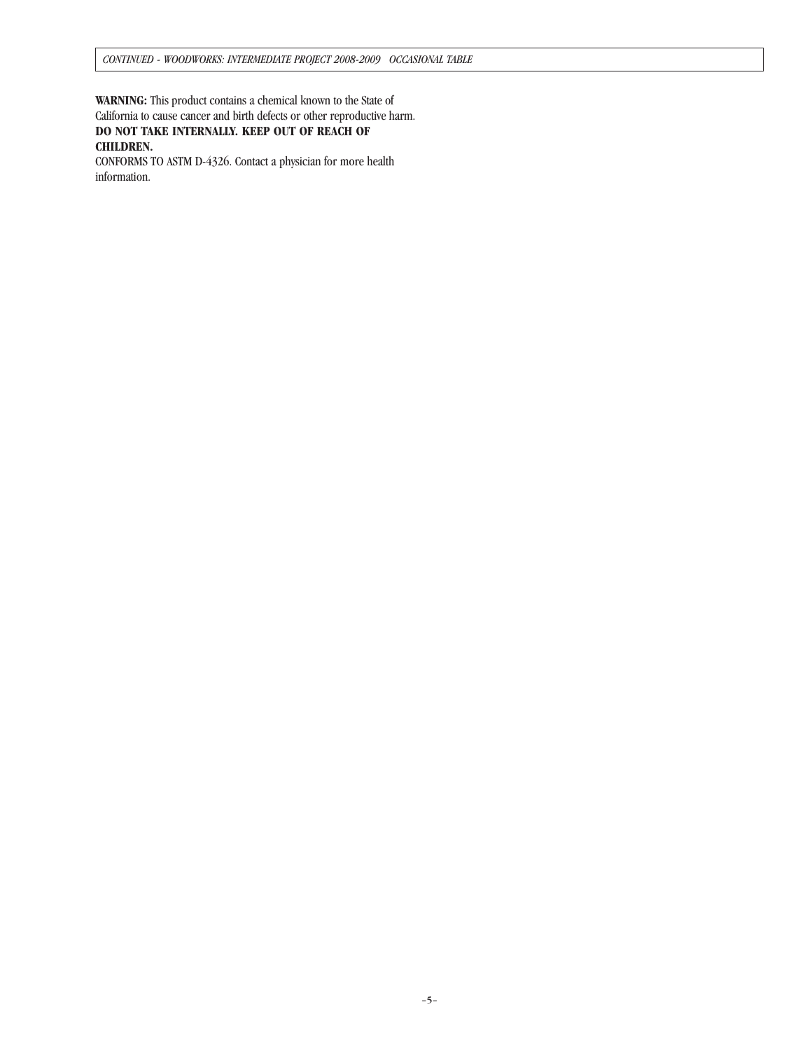**WARNING:** This product contains a chemical known to the State of California to cause cancer and birth defects or other reproductive harm. **DO NOT TAKE INTERNALLY. KEEP OUT OF REACH OF CHILDREN.**
CONFORMS TO ASTM D-4326. Contact a physician for more health information.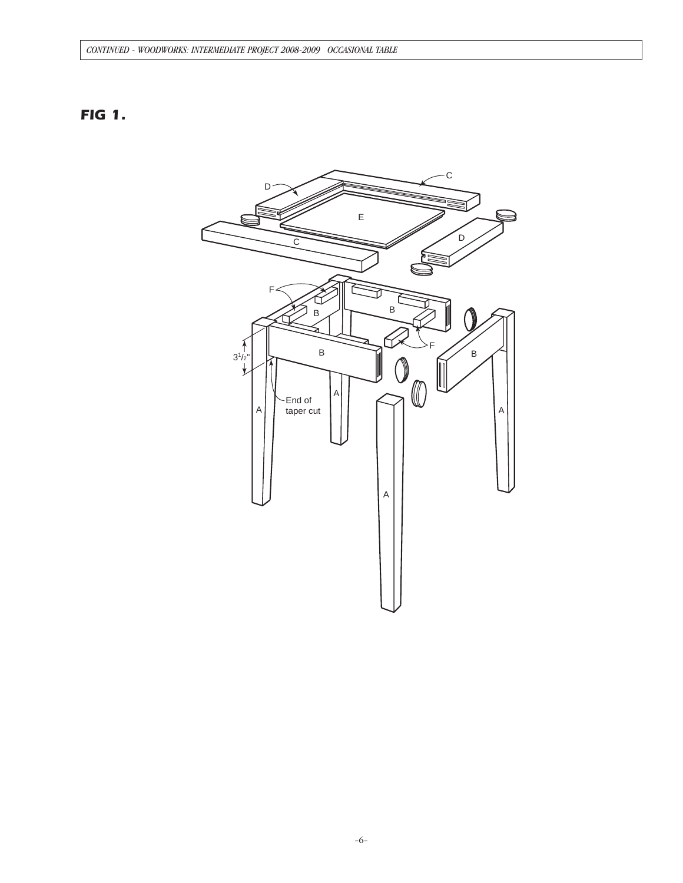## FIG 1.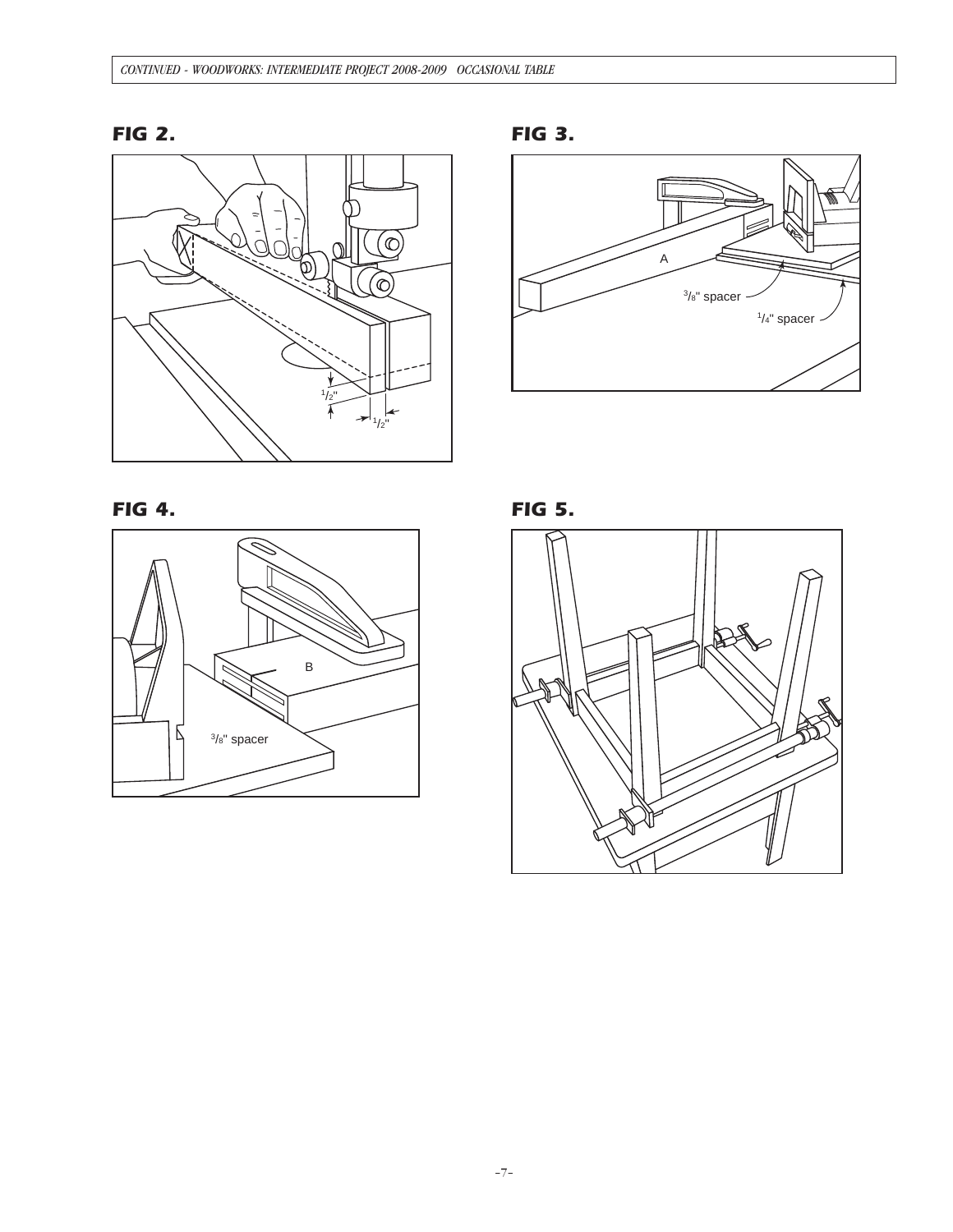## FIG 2.

1/2"

1/2"

## FIG 3.

A

3/8" spacer

1/4" spacer

## FIG 4.

B

3/8" spacer

## FIG 5.